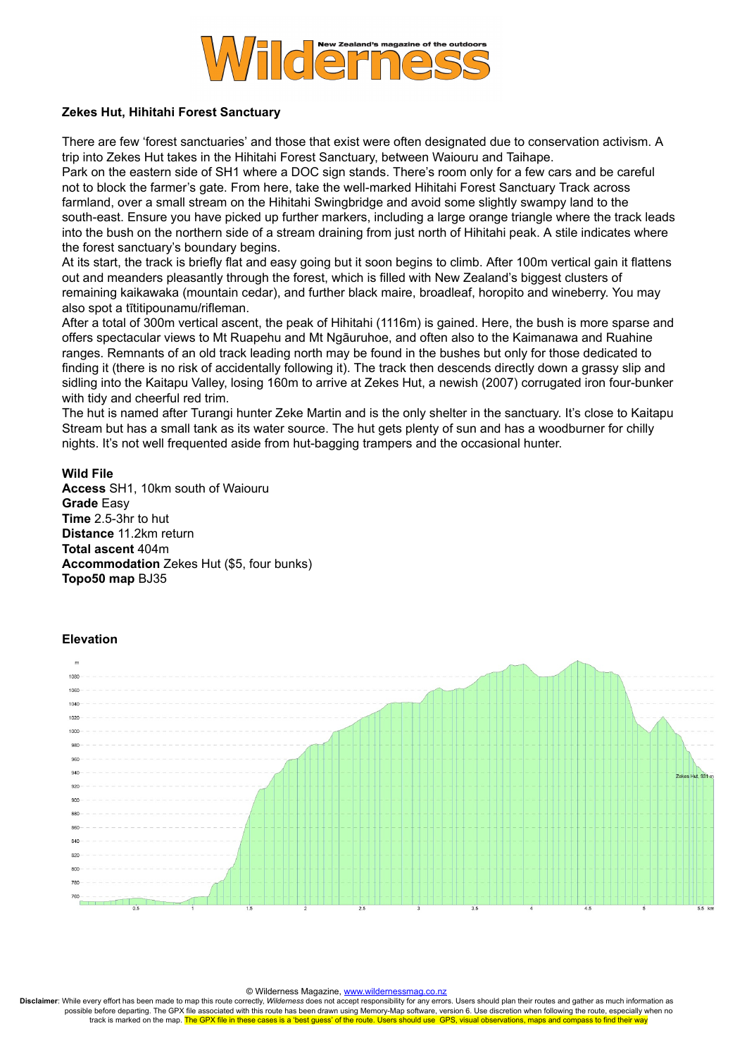# Wilderness

New Zealand's magazine of the outdoors

**Zekes Hut, Hihitahi Forest Sanctuary**

There are few 'forest sanctuaries' and those that exist were often designated due to conservation activism. A trip into Zekes Hut takes in the Hihitahi Forest Sanctuary, between Waiouru and Taihape.

Park on the eastern side of SH1 where a DOC sign stands. There's room only for a few cars and be careful not to block the farmer's gate. From here, take the well-marked Hihitahi Forest Sanctuary Track across farmland, over a small stream on the Hihitahi Swingbridge and avoid some slightly swampy land to the south-east. Ensure you have picked up further markers, including a large orange triangle where the track leads into the bush on the northern side of a stream draining from just north of Hihitahi peak. A stile indicates where the forest sanctuary's boundary begins.

At its start, the track is briefly flat and easy going but it soon begins to climb. After 100m vertical gain it flattens out and meanders pleasantly through the forest, which is filled with New Zealand's biggest clusters of remaining kaikawaka (mountain cedar), and further black maire, broadleaf, horopito and wineberry. You may also spot a tītitipounamu/rifleman.

After a total of 300m vertical ascent, the peak of Hihitahi (1116m) is gained. Here, the bush is more sparse and offers spectacular views to Mt Ruapehu and Mt Ngāuruhoe, and often also to the Kaimanawa and Ruahine ranges. Remnants of an old track leading north may be found in the bushes but only for those dedicated to finding it (there is no risk of accidentally following it). The track then descends directly down a grassy slip and sidling into the Kaitapu Valley, losing 160m to arrive at Zekes Hut, a newish (2007) corrugated iron four-bunker with tidy and cheerful red trim.

The hut is named after Turangi hunter Zeke Martin and is the only shelter in the sanctuary. It's close to Kaitapu Stream but has a small tank as its water source. The hut gets plenty of sun and has a woodburner for chilly nights. It's not well frequented aside from hut-bagging trampers and the occasional hunter.

**Wild File**
**Access** SH1, 10km south of Waiouru
**Grade** Easy
**Time** 2.5-3hr to hut
**Distance** 11.2km return
**Total ascent** 404m
**Accommodation** Zekes Hut ($5, four bunks)
**Topo50 map** BJ35

**Elevation**

© Wilderness Magazine, www.wildernessmag.co.nz

**Disclaimer**: While every effort has been made to map this route correctly, *Wilderness* does not accept responsibility for any errors. Users should plan their routes and gather as much information as possible before departing. The GPX file associated with this route has been drawn using Memory-Map software, version 6. Use discretion when following the route, especially when no track is marked on the map. The GPX file in these cases is a 'best guess' of the route. Users should use GPS, visual observations, maps and compass to find their way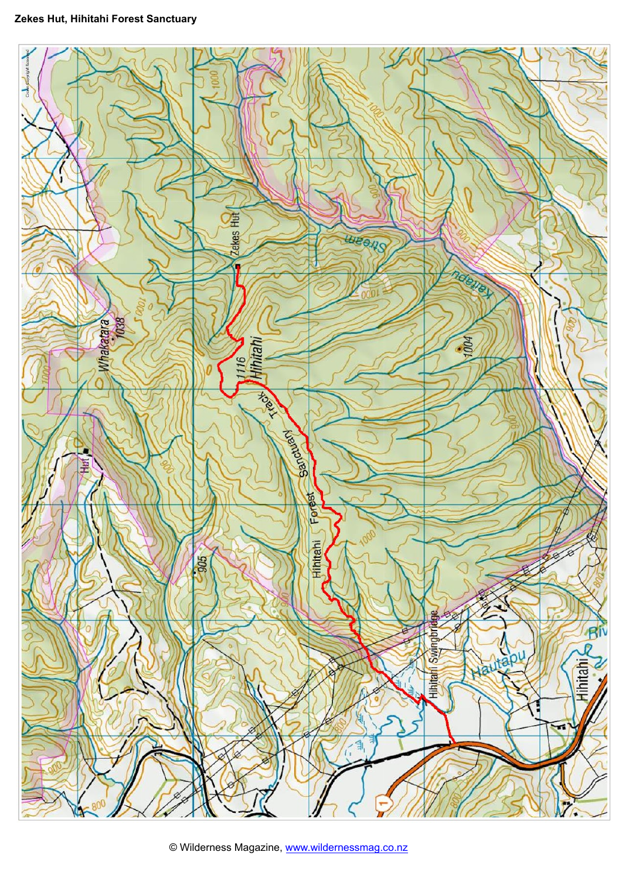# Zekes Hut, Hihitahi Forest Sanctuary

Zekes Hut
Stream
Kaitapu
Whakatara
1038
1116
Hihitahi
1004
Track
Sanctuary
Forest
Hihitahi
Hut
905
Hihitahi Swingbridge
Hautapu
Riv
Hihitahi
1

© Wilderness Magazine, www.wildernessmag.co.nz